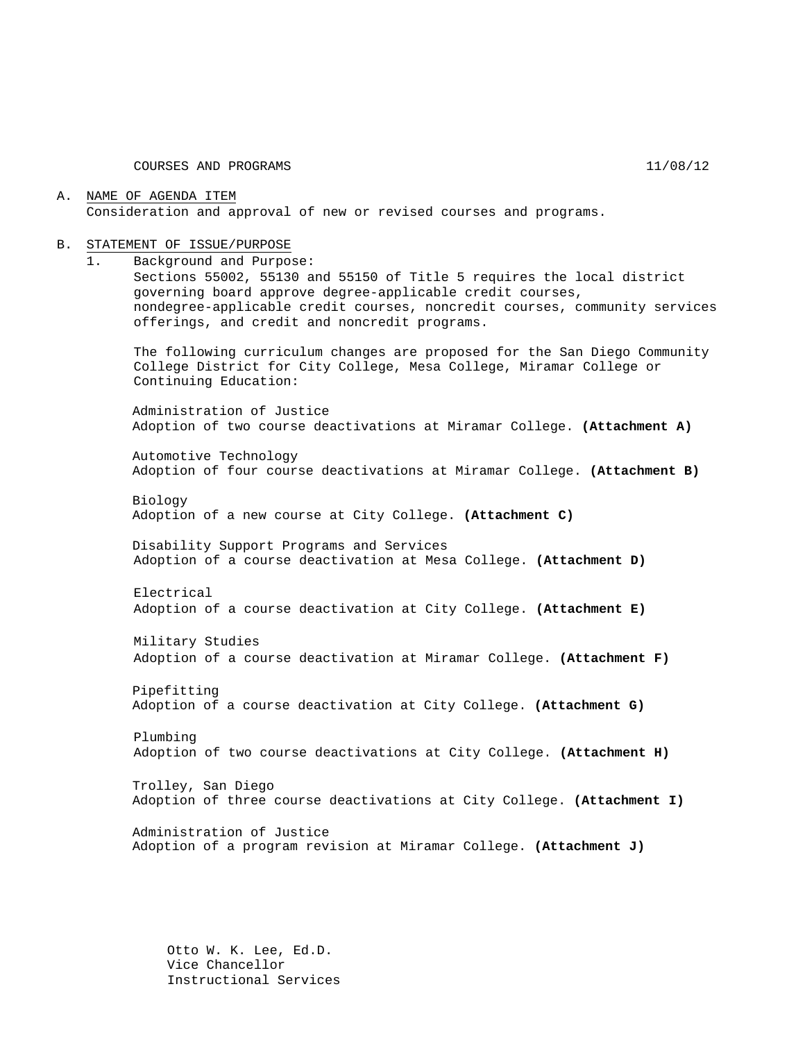COURSES AND PROGRAMS 11/08/12

A. NAME OF AGENDA ITEM

Consideration and approval of new or revised courses and programs.

B. STATEMENT OF ISSUE/PURPOSE

1. Background and Purpose:

Sections 55002, 55130 and 55150 of Title 5 requires the local district governing board approve degree-applicable credit courses, nondegree-applicable credit courses, noncredit courses, community services offerings, and credit and noncredit programs.

The following curriculum changes are proposed for the San Diego Community College District for City College, Mesa College, Miramar College or Continuing Education:

Administration of Justice
Adoption of two course deactivations at Miramar College. **(Attachment A)**

Automotive Technology
Adoption of four course deactivations at Miramar College. **(Attachment B)**

Biology
Adoption of a new course at City College. **(Attachment C)**

Disability Support Programs and Services
Adoption of a course deactivation at Mesa College. **(Attachment D)**

Electrical
Adoption of a course deactivation at City College. **(Attachment E)**

Military Studies
Adoption of a course deactivation at Miramar College. **(Attachment F)**

Pipefitting
Adoption of a course deactivation at City College. **(Attachment G)**

Plumbing
Adoption of two course deactivations at City College. **(Attachment H)**

Trolley, San Diego
Adoption of three course deactivations at City College. **(Attachment I)**

Administration of Justice
Adoption of a program revision at Miramar College. **(Attachment J)**

Otto W. K. Lee, Ed.D.
Vice Chancellor
Instructional Services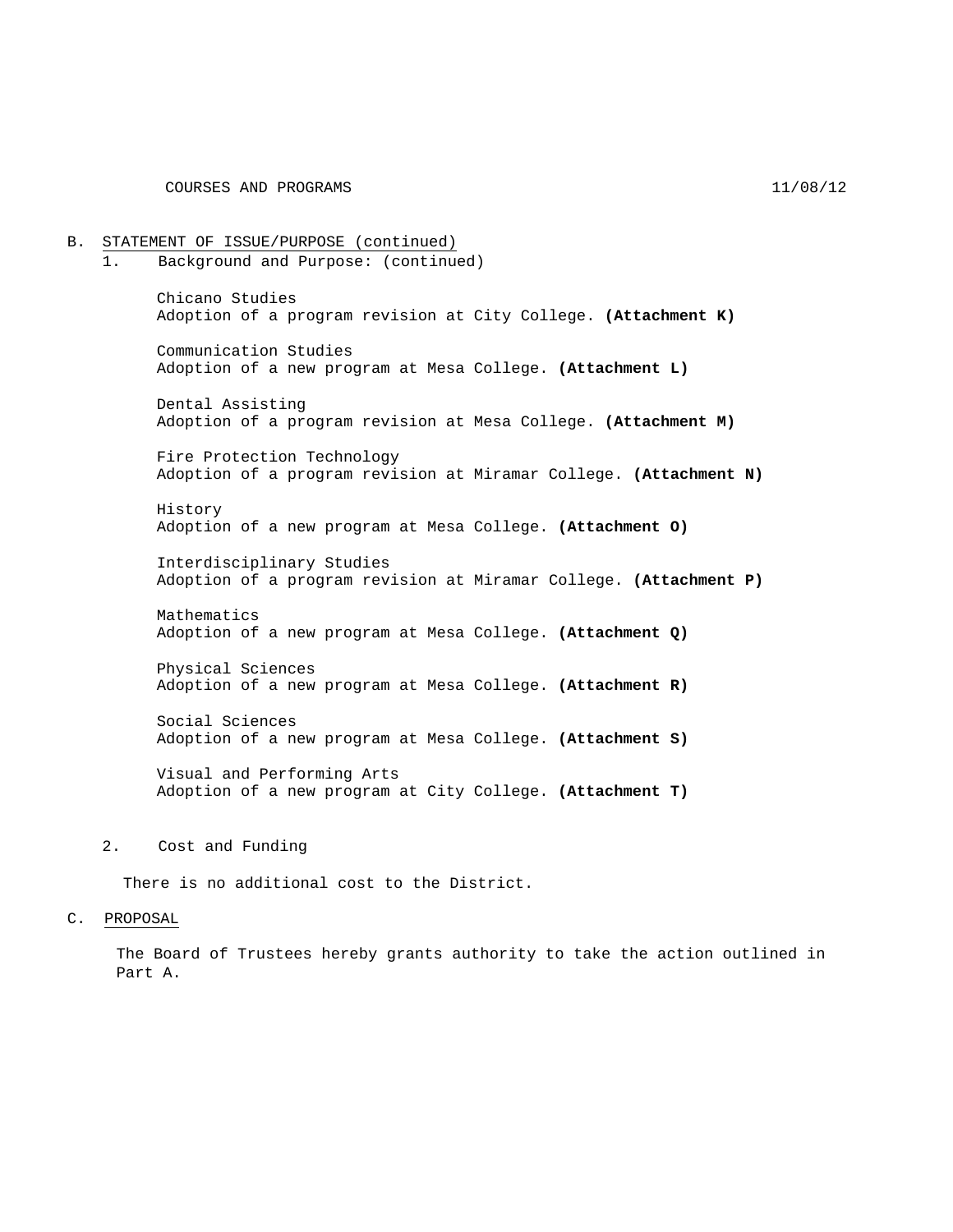B. STATEMENT OF ISSUE/PURPOSE (continued)

1. Background and Purpose: (continued)

Chicano Studies
Adoption of a program revision at City College. **(Attachment K)**

Communication Studies
Adoption of a new program at Mesa College. **(Attachment L)**

Dental Assisting
Adoption of a program revision at Mesa College. **(Attachment M)**

Fire Protection Technology
Adoption of a program revision at Miramar College. **(Attachment N)**

History
Adoption of a new program at Mesa College. **(Attachment O)**

Interdisciplinary Studies
Adoption of a program revision at Miramar College. **(Attachment P)**

Mathematics
Adoption of a new program at Mesa College. **(Attachment Q)**

Physical Sciences
Adoption of a new program at Mesa College. **(Attachment R)**

Social Sciences
Adoption of a new program at Mesa College. **(Attachment S)**

Visual and Performing Arts
Adoption of a new program at City College. **(Attachment T)**

2. Cost and Funding

There is no additional cost to the District.

C. PROPOSAL

The Board of Trustees hereby grants authority to take the action outlined in Part A.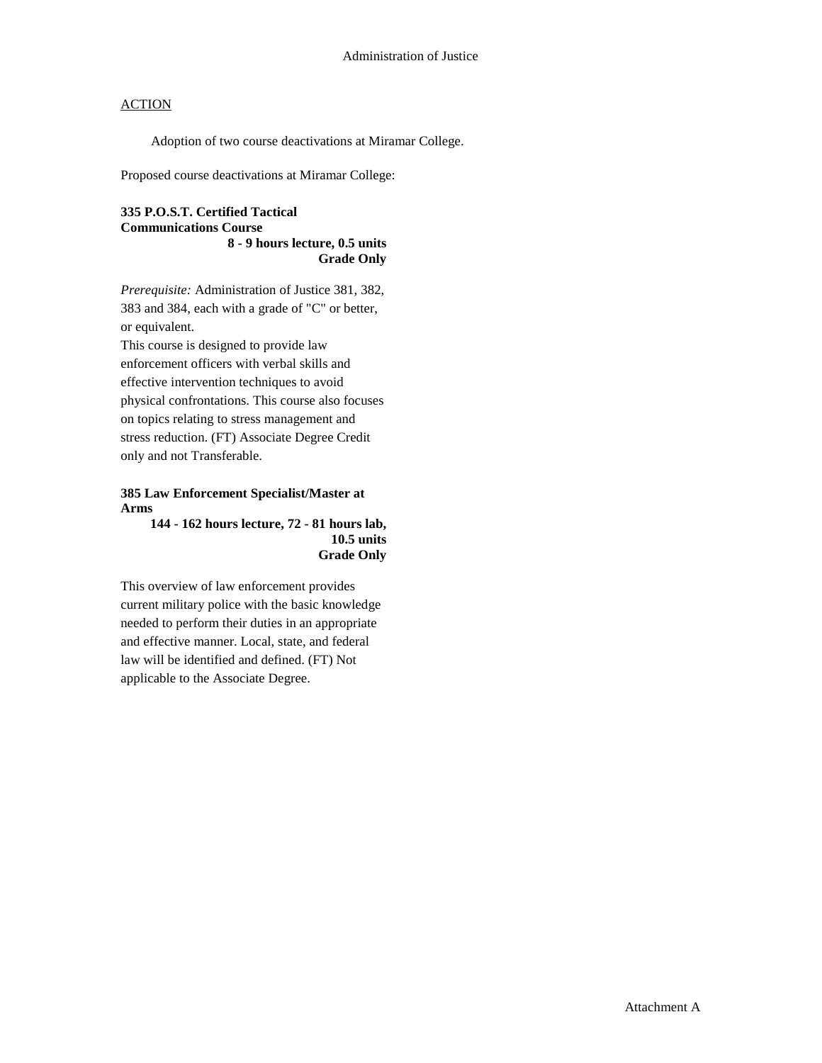# Administration of Justice

ACTION

Adoption of two course deactivations at Miramar College.

Proposed course deactivations at Miramar College:

**335 P.O.S.T. Certified Tactical Communications Course**
**8 - 9 hours lecture, 0.5 units**
**Grade Only**

*Prerequisite:* Administration of Justice 381, 382, 383 and 384, each with a grade of "C" or better, or equivalent.
This course is designed to provide law enforcement officers with verbal skills and effective intervention techniques to avoid physical confrontations. This course also focuses on topics relating to stress management and stress reduction. (FT) Associate Degree Credit only and not Transferable.

**385 Law Enforcement Specialist/Master at Arms**
**144 - 162 hours lecture, 72 - 81 hours lab, 10.5 units**
**Grade Only**

This overview of law enforcement provides current military police with the basic knowledge needed to perform their duties in an appropriate and effective manner. Local, state, and federal law will be identified and defined. (FT) Not applicable to the Associate Degree.

Attachment A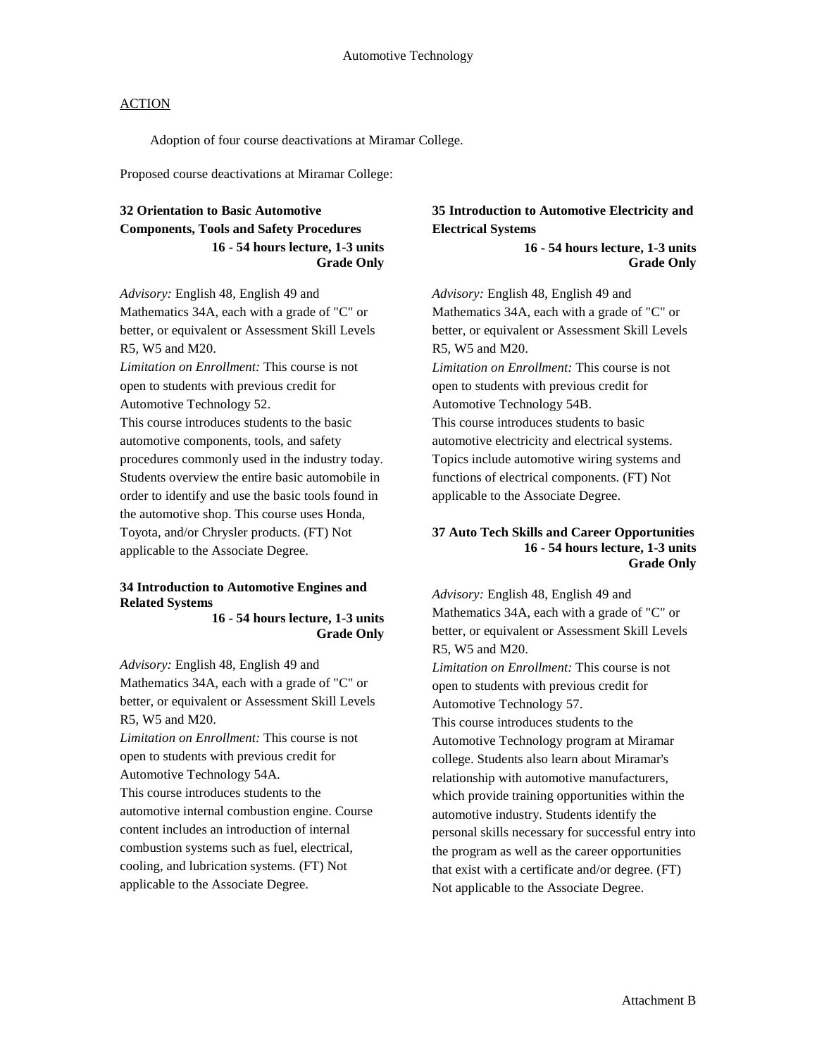ACTION

Adoption of four course deactivations at Miramar College.

Proposed course deactivations at Miramar College:

**32 Orientation to Basic Automotive Components, Tools and Safety Procedures**
**16 - 54 hours lecture, 1-3 units**
**Grade Only**

*Advisory:* English 48, English 49 and Mathematics 34A, each with a grade of "C" or better, or equivalent or Assessment Skill Levels R5, W5 and M20.
*Limitation on Enrollment:* This course is not open to students with previous credit for Automotive Technology 52.
This course introduces students to the basic automotive components, tools, and safety procedures commonly used in the industry today. Students overview the entire basic automobile in order to identify and use the basic tools found in the automotive shop. This course uses Honda, Toyota, and/or Chrysler products. (FT) Not applicable to the Associate Degree.

**34 Introduction to Automotive Engines and Related Systems**
**16 - 54 hours lecture, 1-3 units**
**Grade Only**

*Advisory:* English 48, English 49 and Mathematics 34A, each with a grade of "C" or better, or equivalent or Assessment Skill Levels R5, W5 and M20.
*Limitation on Enrollment:* This course is not open to students with previous credit for Automotive Technology 54A.
This course introduces students to the automotive internal combustion engine. Course content includes an introduction of internal combustion systems such as fuel, electrical, cooling, and lubrication systems. (FT) Not applicable to the Associate Degree.

**35 Introduction to Automotive Electricity and Electrical Systems**
**16 - 54 hours lecture, 1-3 units**
**Grade Only**

*Advisory:* English 48, English 49 and Mathematics 34A, each with a grade of "C" or better, or equivalent or Assessment Skill Levels R5, W5 and M20.
*Limitation on Enrollment:* This course is not open to students with previous credit for Automotive Technology 54B.
This course introduces students to basic automotive electricity and electrical systems. Topics include automotive wiring systems and functions of electrical components. (FT) Not applicable to the Associate Degree.

**37 Auto Tech Skills and Career Opportunities**
**16 - 54 hours lecture, 1-3 units**
**Grade Only**

*Advisory:* English 48, English 49 and Mathematics 34A, each with a grade of "C" or better, or equivalent or Assessment Skill Levels R5, W5 and M20.
*Limitation on Enrollment:* This course is not open to students with previous credit for Automotive Technology 57.
This course introduces students to the Automotive Technology program at Miramar college. Students also learn about Miramar's relationship with automotive manufacturers, which provide training opportunities within the automotive industry. Students identify the personal skills necessary for successful entry into the program as well as the career opportunities that exist with a certificate and/or degree. (FT) Not applicable to the Associate Degree.

Attachment B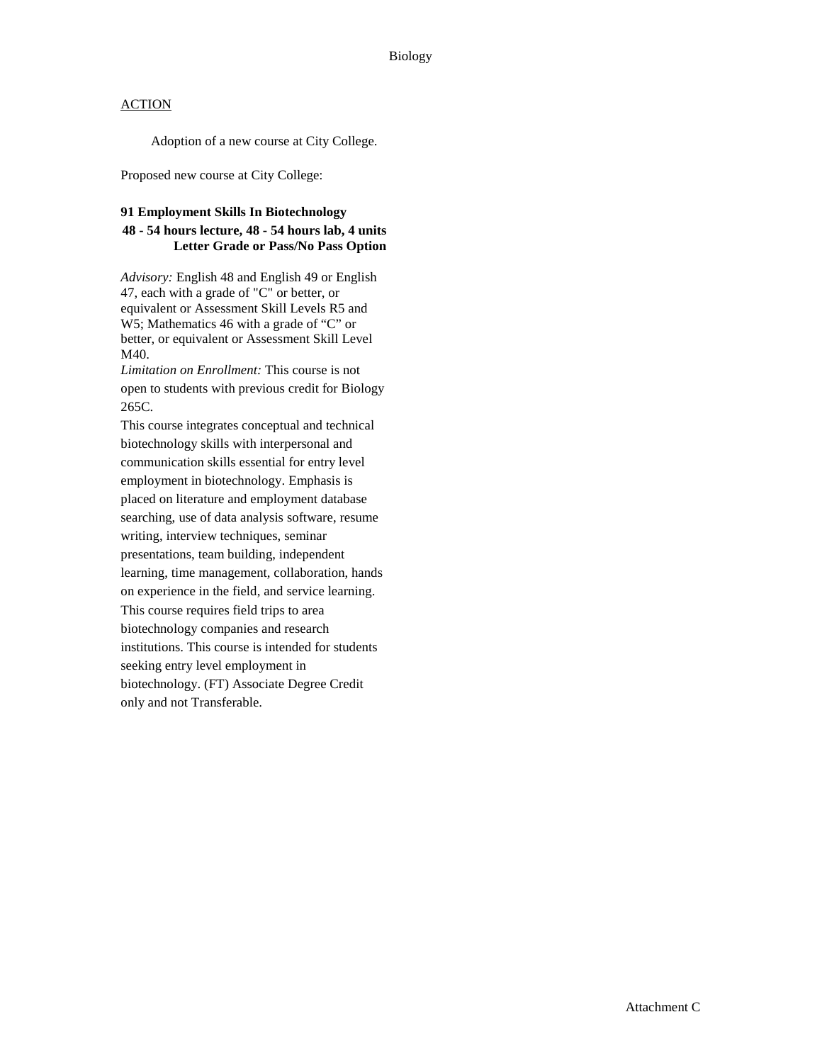<u>ACTION</u>

Adoption of a new course at City College.

Proposed new course at City College:

**91 Employment Skills In Biotechnology**
**48 - 54 hours lecture, 48 - 54 hours lab, 4 units**
**Letter Grade or Pass/No Pass Option**

*Advisory:* English 48 and English 49 or English 47, each with a grade of "C" or better, or equivalent or Assessment Skill Levels R5 and W5; Mathematics 46 with a grade of "C" or better, or equivalent or Assessment Skill Level M40.
*Limitation on Enrollment:* This course is not open to students with previous credit for Biology 265C.
This course integrates conceptual and technical biotechnology skills with interpersonal and communication skills essential for entry level employment in biotechnology. Emphasis is placed on literature and employment database searching, use of data analysis software, resume writing, interview techniques, seminar presentations, team building, independent learning, time management, collaboration, hands on experience in the field, and service learning. This course requires field trips to area biotechnology companies and research institutions. This course is intended for students seeking entry level employment in biotechnology. (FT) Associate Degree Credit only and not Transferable.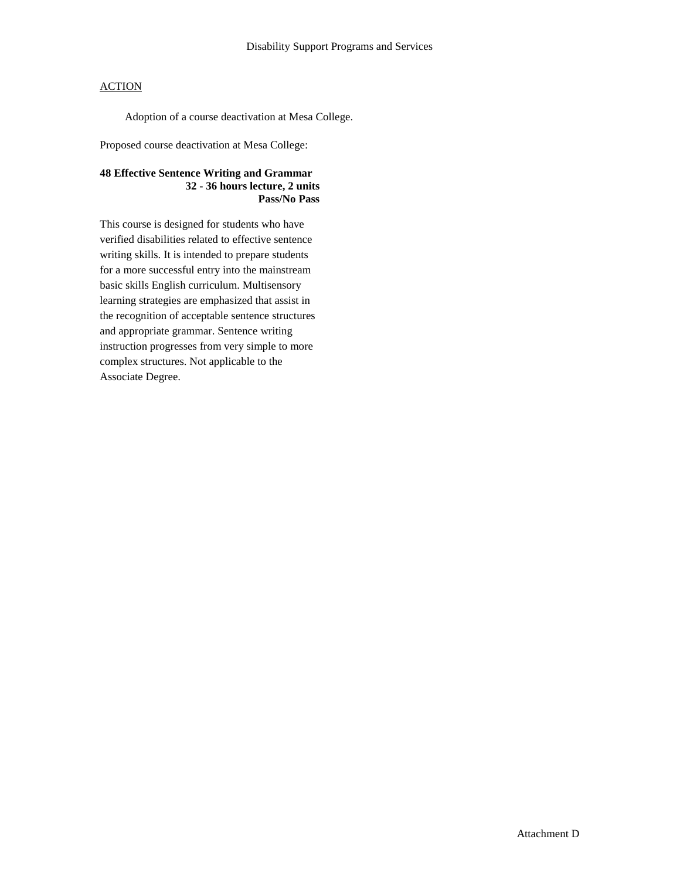Disability Support Programs and Services

ACTION

Adoption of a course deactivation at Mesa College.

Proposed course deactivation at Mesa College:

**48 Effective Sentence Writing and Grammar**
**32 - 36 hours lecture, 2 units**
**Pass/No Pass**

This course is designed for students who have verified disabilities related to effective sentence writing skills. It is intended to prepare students for a more successful entry into the mainstream basic skills English curriculum. Multisensory learning strategies are emphasized that assist in the recognition of acceptable sentence structures and appropriate grammar. Sentence writing instruction progresses from very simple to more complex structures. Not applicable to the Associate Degree.

Attachment D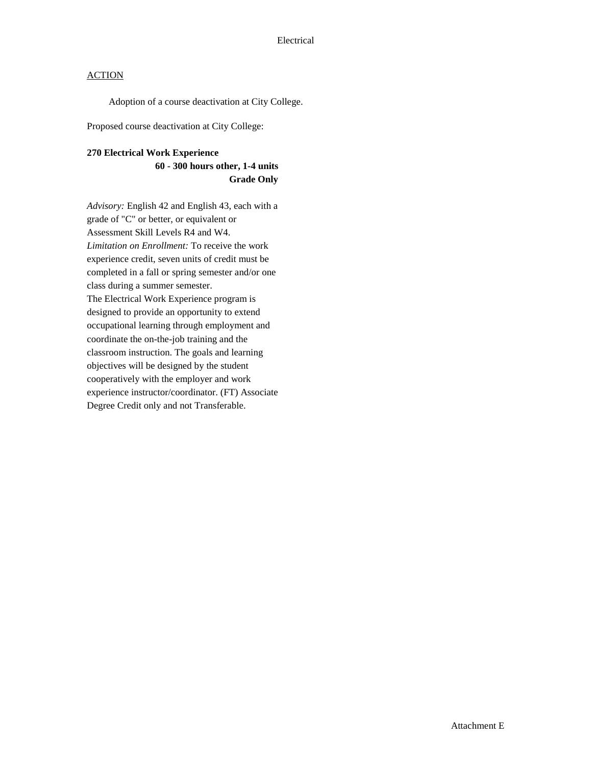Electrical

ACTION

Adoption of a course deactivation at City College.

Proposed course deactivation at City College:

**270 Electrical Work Experience**
**60 - 300 hours other, 1-4 units**
**Grade Only**

*Advisory:* English 42 and English 43, each with a grade of "C" or better, or equivalent or Assessment Skill Levels R4 and W4.
*Limitation on Enrollment:* To receive the work experience credit, seven units of credit must be completed in a fall or spring semester and/or one class during a summer semester.
The Electrical Work Experience program is designed to provide an opportunity to extend occupational learning through employment and coordinate the on-the-job training and the classroom instruction. The goals and learning objectives will be designed by the student cooperatively with the employer and work experience instructor/coordinator. (FT) Associate Degree Credit only and not Transferable.

Attachment E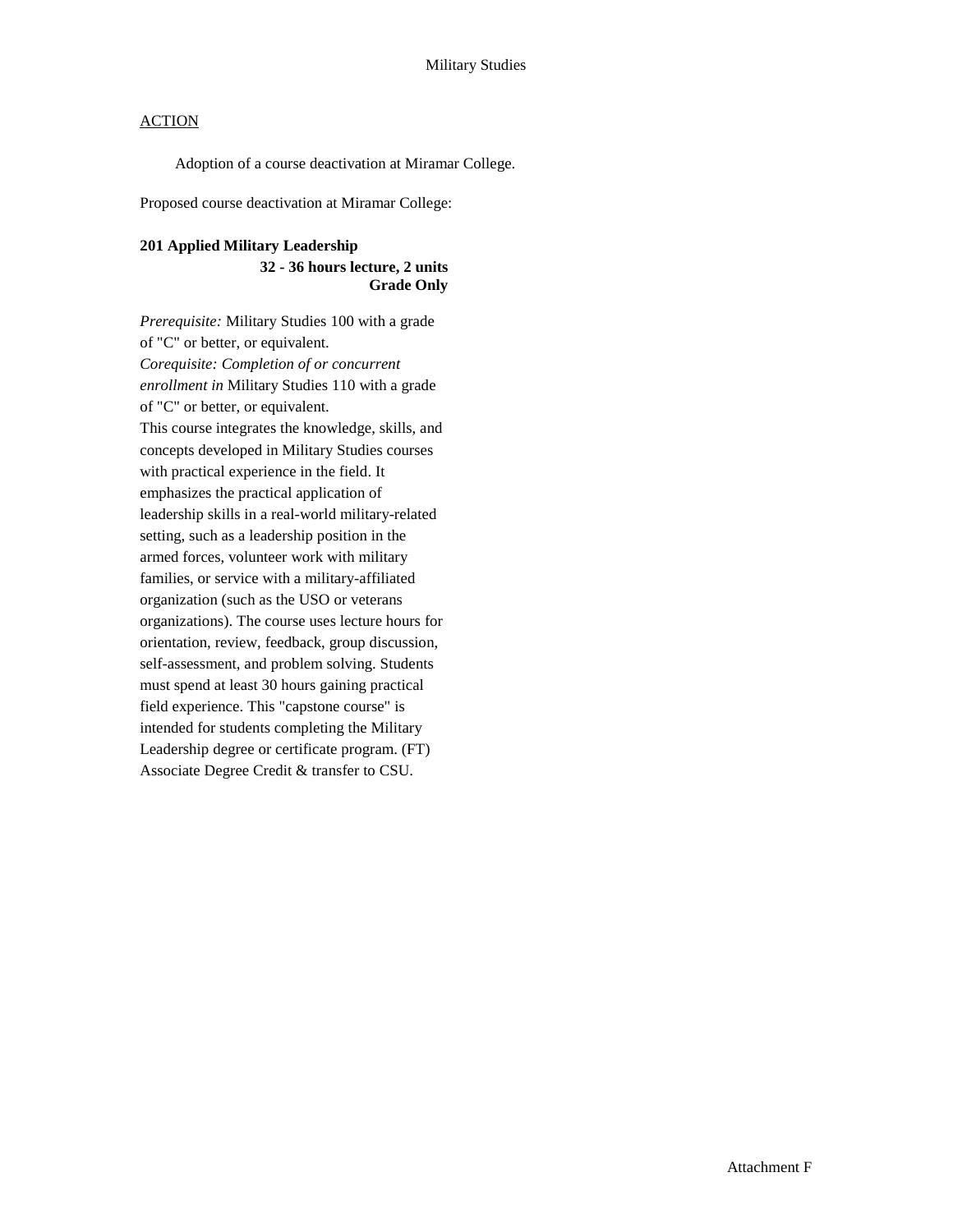Military Studies

ACTION

Adoption of a course deactivation at Miramar College.

Proposed course deactivation at Miramar College:

**201 Applied Military Leadership**
**32 - 36 hours lecture, 2 units**
**Grade Only**

*Prerequisite:* Military Studies 100 with a grade of "C" or better, or equivalent.
*Corequisite: Completion of or concurrent enrollment in* Military Studies 110 with a grade of "C" or better, or equivalent.
This course integrates the knowledge, skills, and concepts developed in Military Studies courses with practical experience in the field. It emphasizes the practical application of leadership skills in a real-world military-related setting, such as a leadership position in the armed forces, volunteer work with military families, or service with a military-affiliated organization (such as the USO or veterans organizations). The course uses lecture hours for orientation, review, feedback, group discussion, self-assessment, and problem solving. Students must spend at least 30 hours gaining practical field experience. This "capstone course" is intended for students completing the Military Leadership degree or certificate program. (FT) Associate Degree Credit & transfer to CSU.

Attachment F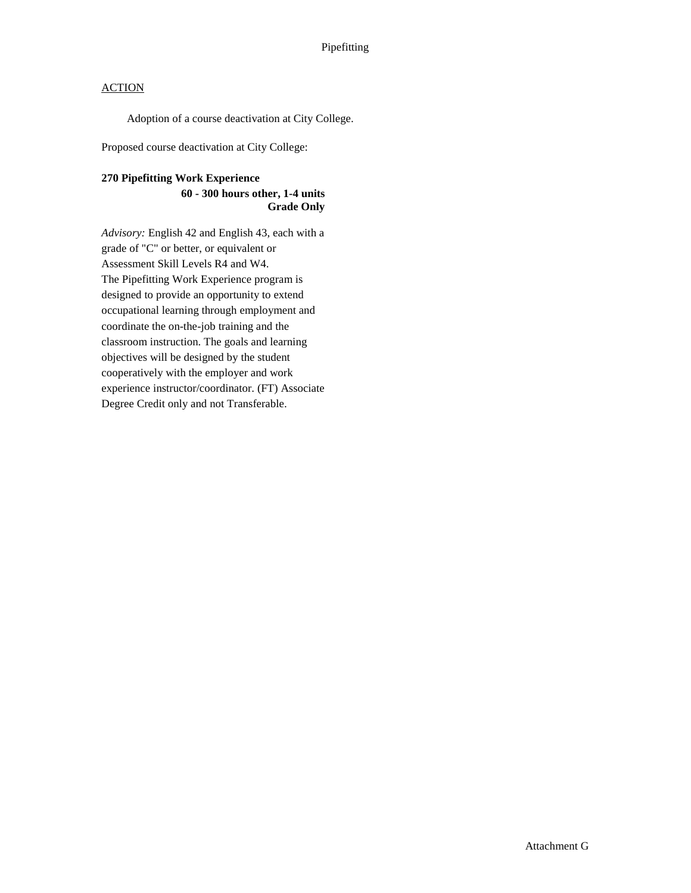Pipefitting

ACTION

Adoption of a course deactivation at City College.

Proposed course deactivation at City College:

**270 Pipefitting Work Experience**
**60 - 300 hours other, 1-4 units**
**Grade Only**

*Advisory:* English 42 and English 43, each with a grade of "C" or better, or equivalent or Assessment Skill Levels R4 and W4.
The Pipefitting Work Experience program is designed to provide an opportunity to extend occupational learning through employment and coordinate the on-the-job training and the classroom instruction. The goals and learning objectives will be designed by the student cooperatively with the employer and work experience instructor/coordinator. (FT) Associate Degree Credit only and not Transferable.

Attachment G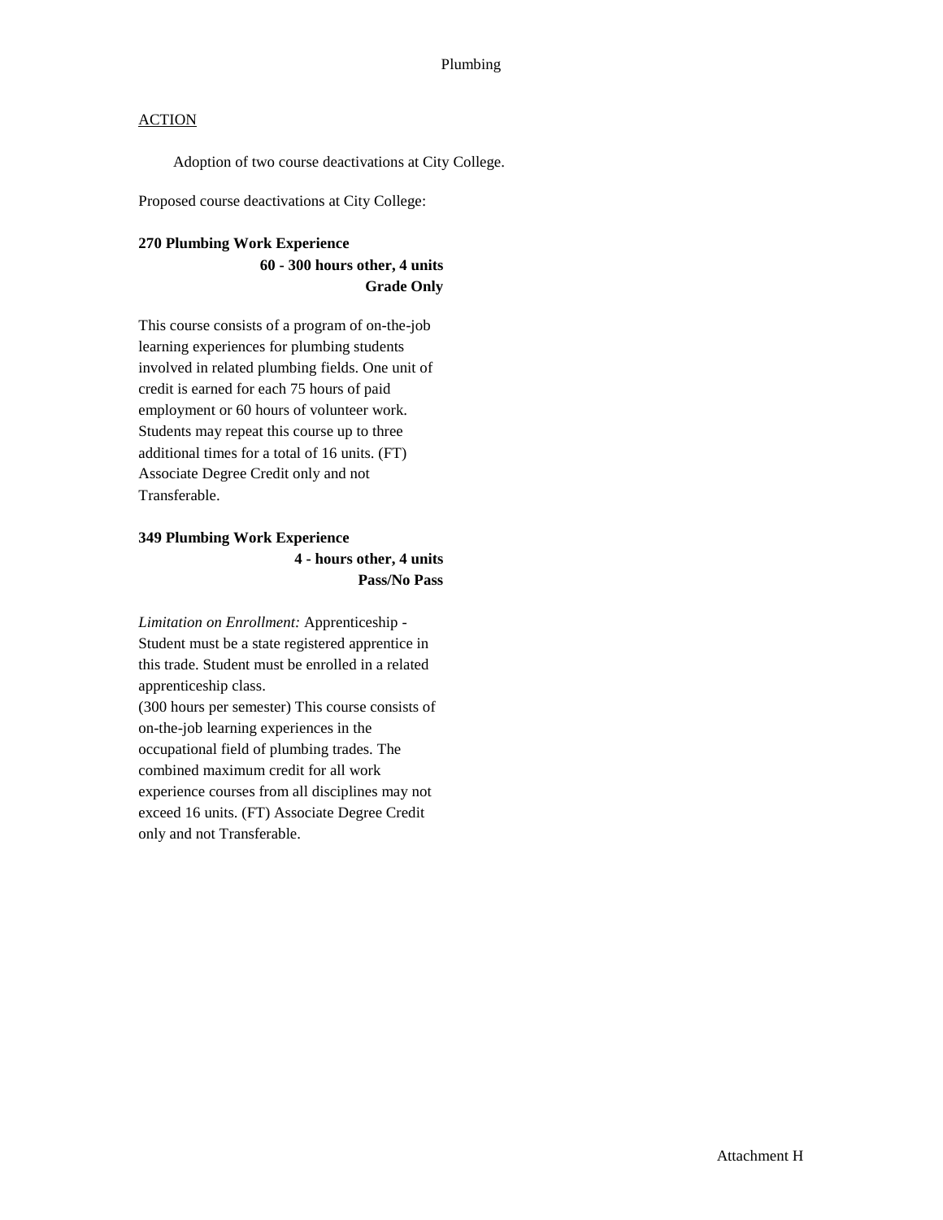Plumbing

ACTION

Adoption of two course deactivations at City College.

Proposed course deactivations at City College:

**270 Plumbing Work Experience**
**60 - 300 hours other, 4 units**
**Grade Only**

This course consists of a program of on-the-job learning experiences for plumbing students involved in related plumbing fields. One unit of credit is earned for each 75 hours of paid employment or 60 hours of volunteer work. Students may repeat this course up to three additional times for a total of 16 units. (FT) Associate Degree Credit only and not Transferable.

**349 Plumbing Work Experience**
**4 - hours other, 4 units**
**Pass/No Pass**

*Limitation on Enrollment:* Apprenticeship - Student must be a state registered apprentice in this trade. Student must be enrolled in a related apprenticeship class.
(300 hours per semester) This course consists of on-the-job learning experiences in the occupational field of plumbing trades. The combined maximum credit for all work experience courses from all disciplines may not exceed 16 units. (FT) Associate Degree Credit only and not Transferable.

Attachment H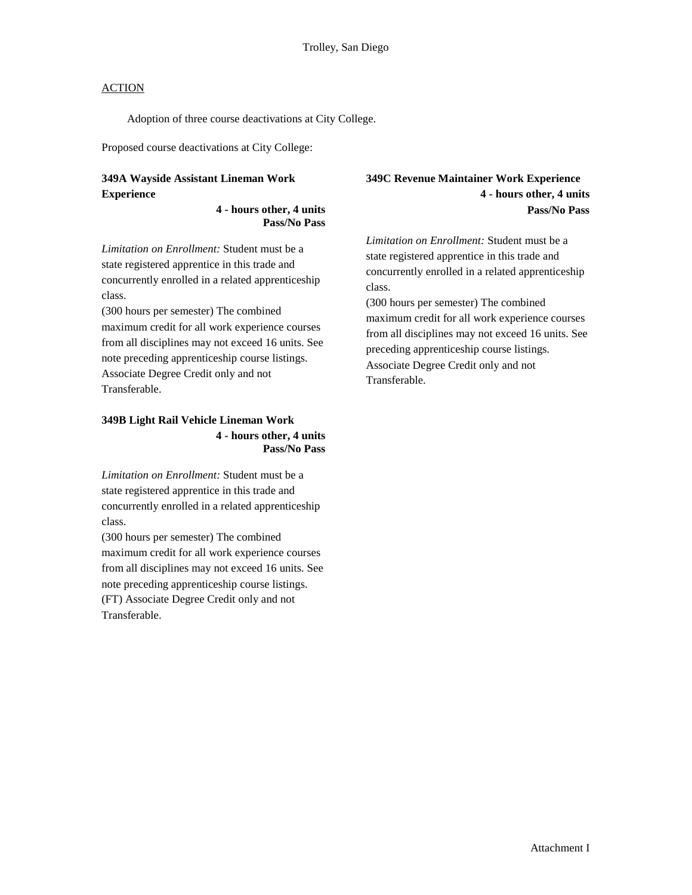Trolley, San Diego

ACTION

Adoption of three course deactivations at City College.

Proposed course deactivations at City College:

**349A Wayside Assistant Lineman Work Experience**
**4 - hours other, 4 units**
**Pass/No Pass**

*Limitation on Enrollment:* Student must be a state registered apprentice in this trade and concurrently enrolled in a related apprenticeship class.
(300 hours per semester) The combined maximum credit for all work experience courses from all disciplines may not exceed 16 units. See note preceding apprenticeship course listings. Associate Degree Credit only and not Transferable.

**349B Light Rail Vehicle Lineman Work**
**4 - hours other, 4 units**
**Pass/No Pass**

*Limitation on Enrollment:* Student must be a state registered apprentice in this trade and concurrently enrolled in a related apprenticeship class.
(300 hours per semester) The combined maximum credit for all work experience courses from all disciplines may not exceed 16 units. See note preceding apprenticeship course listings. (FT) Associate Degree Credit only and not Transferable.

**349C Revenue Maintainer Work Experience**
**4 - hours other, 4 units**
**Pass/No Pass**

*Limitation on Enrollment:* Student must be a state registered apprentice in this trade and concurrently enrolled in a related apprenticeship class.
(300 hours per semester) The combined maximum credit for all work experience courses from all disciplines may not exceed 16 units. See preceding apprenticeship course listings. Associate Degree Credit only and not Transferable.

Attachment I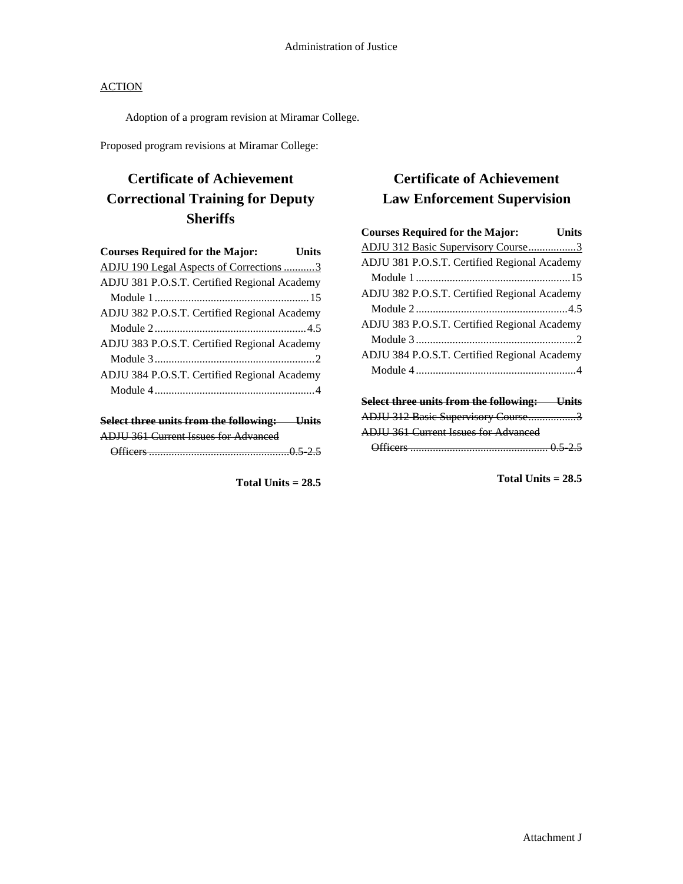ACTION

Adoption of a program revision at Miramar College.

Proposed program revisions at Miramar College:

## Certificate of Achievement Correctional Training for Deputy Sheriffs

| Courses Required for the Major: | Units |
|---|---|
| <u>ADJU 190 Legal Aspects of Corrections</u> | <u>3</u> |
| ADJU 381 P.O.S.T. Certified Regional Academy Module 1 | 15 |
| ADJU 382 P.O.S.T. Certified Regional Academy Module 2 | 4.5 |
| ADJU 383 P.O.S.T. Certified Regional Academy Module 3 | 2 |
| ADJU 384 P.O.S.T. Certified Regional Academy Module 4 | 4 |

| ~~Select three units from the following:~~ | ~~Units~~ |
|---|---|
| ~~ADJU 361 Current Issues for Advanced Officers~~ | ~~0.5-2.5~~ |

**Total Units = 28.5**

## Certificate of Achievement Law Enforcement Supervision

| Courses Required for the Major: | Units |
|---|---|
| <u>ADJU 312 Basic Supervisory Course</u> | <u>3</u> |
| ADJU 381 P.O.S.T. Certified Regional Academy Module 1 | 15 |
| ADJU 382 P.O.S.T. Certified Regional Academy Module 2 | 4.5 |
| ADJU 383 P.O.S.T. Certified Regional Academy Module 3 | 2 |
| ADJU 384 P.O.S.T. Certified Regional Academy Module 4 | 4 |

| ~~Select three units from the following:~~ | ~~Units~~ |
|---|---|
| ~~ADJU 312 Basic Supervisory Course~~ | ~~3~~ |
| ~~ADJU 361 Current Issues for Advanced Officers~~ | ~~0.5-2.5~~ |

**Total Units = 28.5**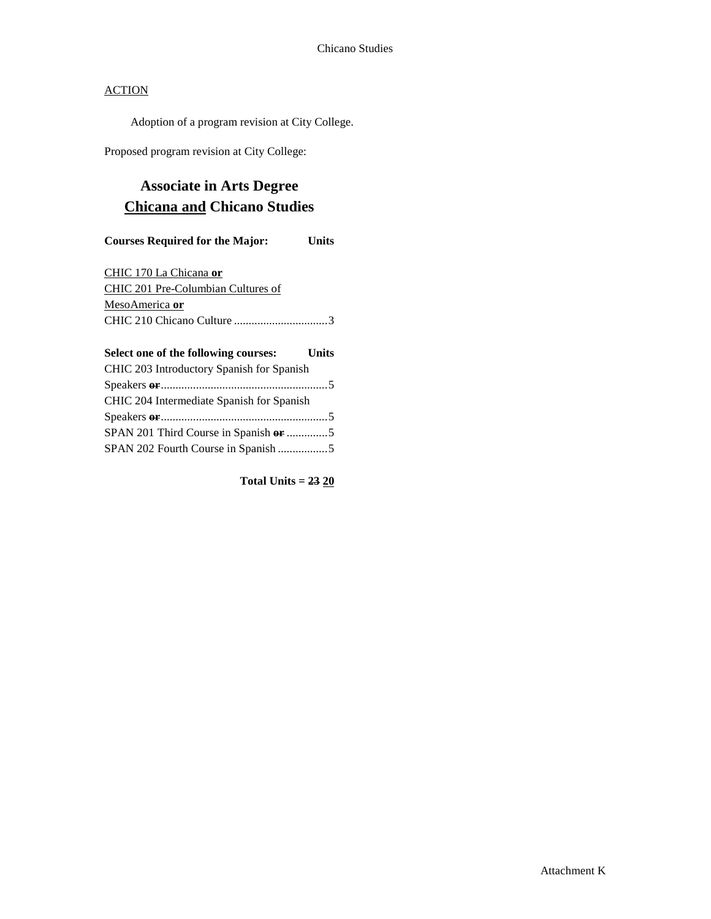ACTION

Adoption of a program revision at City College.

Proposed program revision at City College:

## Associate in Arts Degree
## Chicana and Chicano Studies

**Courses Required for the Major: Units**

CHIC 170 La Chicana **or**
CHIC 201 Pre-Columbian Cultures of MesoAmerica **or**
CHIC 210 Chicano Culture ................................3

**Select one of the following courses: Units**

CHIC 203 Introductory Spanish for Spanish Speakers ~~or~~.........................................................5
CHIC 204 Intermediate Spanish for Spanish Speakers ~~or~~.........................................................5
SPAN 201 Third Course in Spanish ~~or~~ ..............5
SPAN 202 Fourth Course in Spanish .................5

**Total Units = ~~23~~ 20**

Attachment K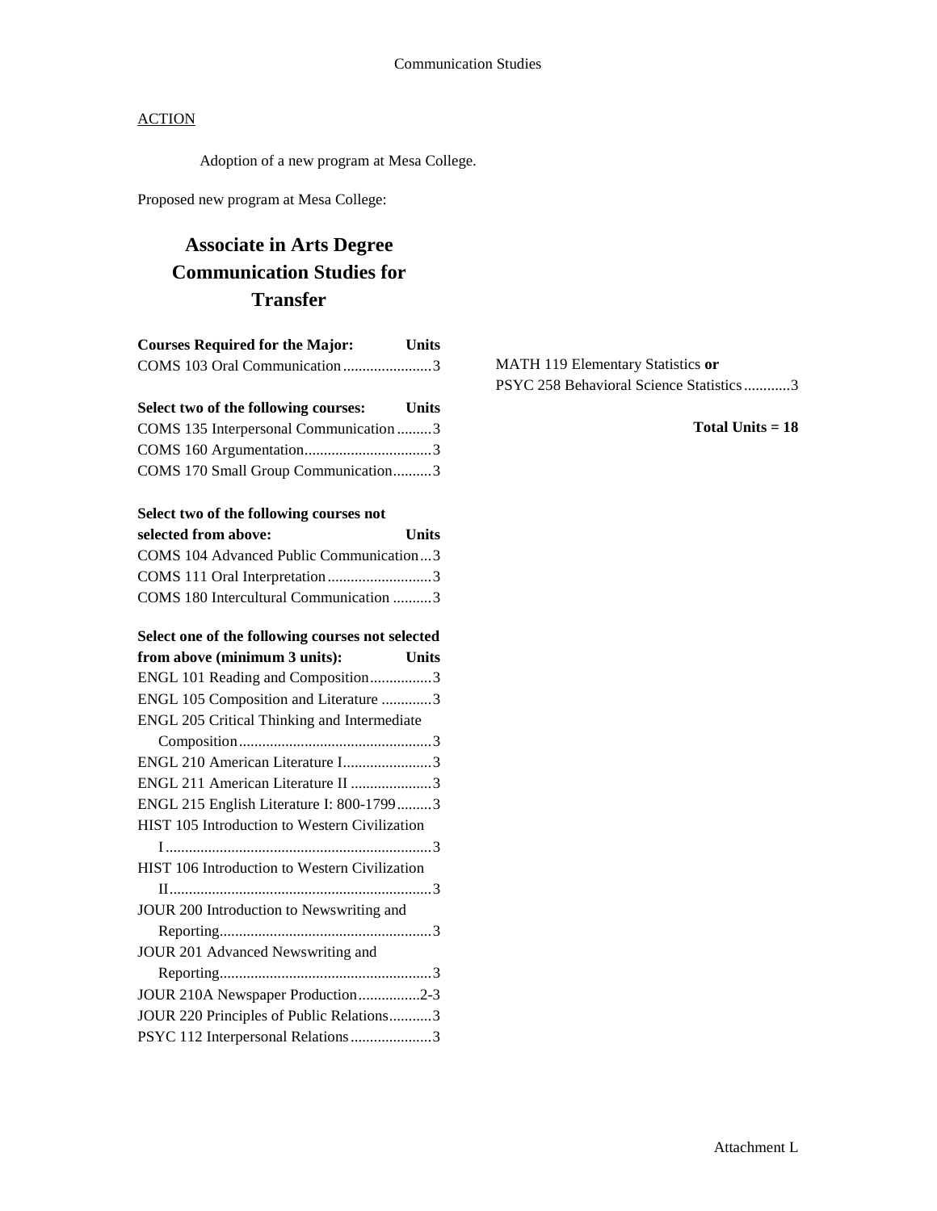ACTION

Adoption of a new program at Mesa College.

Proposed new program at Mesa College:

# Associate in Arts Degree Communication Studies for Transfer

| Courses Required for the Major: | Units |
|---|---|
| COMS 103 Oral Communication | 3 |

| Select two of the following courses: | Units |
|---|---|
| COMS 135 Interpersonal Communication | 3 |
| COMS 160 Argumentation | 3 |
| COMS 170 Small Group Communication | 3 |

| Select two of the following courses not selected from above: | Units |
|---|---|
| COMS 104 Advanced Public Communication | 3 |
| COMS 111 Oral Interpretation | 3 |
| COMS 180 Intercultural Communication | 3 |

| Select one of the following courses not selected from above (minimum 3 units): | Units |
|---|---|
| ENGL 101 Reading and Composition | 3 |
| ENGL 105 Composition and Literature | 3 |
| ENGL 205 Critical Thinking and Intermediate Composition | 3 |
| ENGL 210 American Literature I | 3 |
| ENGL 211 American Literature II | 3 |
| ENGL 215 English Literature I: 800-1799 | 3 |
| HIST 105 Introduction to Western Civilization I | 3 |
| HIST 106 Introduction to Western Civilization II | 3 |
| JOUR 200 Introduction to Newswriting and Reporting | 3 |
| JOUR 201 Advanced Newswriting and Reporting | 3 |
| JOUR 210A Newspaper Production | 2-3 |
| JOUR 220 Principles of Public Relations | 3 |
| PSYC 112 Interpersonal Relations | 3 |
| MATH 119 Elementary Statistics **or** PSYC 258 Behavioral Science Statistics | 3 |

**Total Units = 18**

Attachment L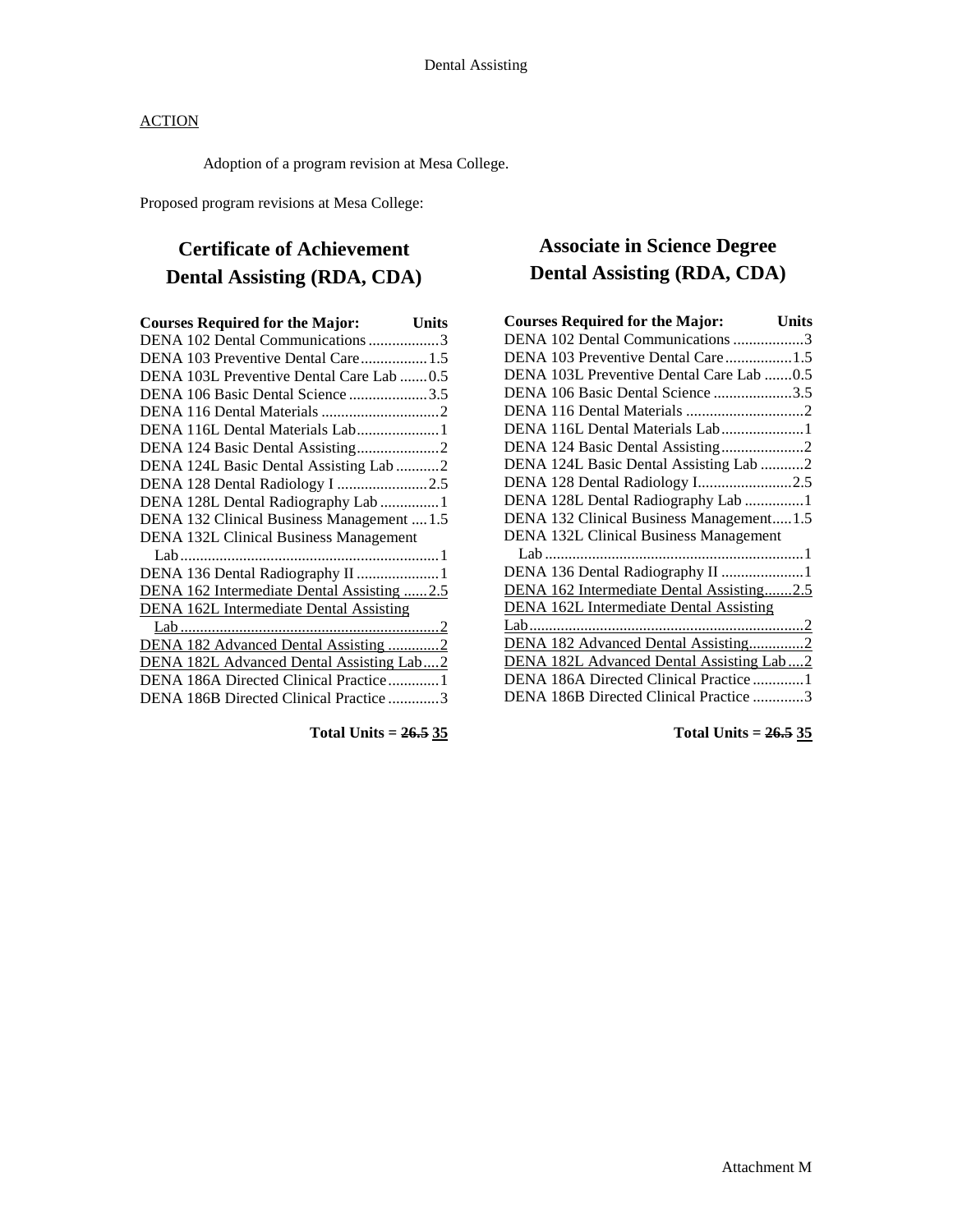ACTION

Adoption of a program revision at Mesa College.

Proposed program revisions at Mesa College:

## Certificate of Achievement Dental Assisting (RDA, CDA)

| Courses Required for the Major: | Units |
|---|---|
| DENA 102 Dental Communications | 3 |
| DENA 103 Preventive Dental Care | 1.5 |
| DENA 103L Preventive Dental Care Lab | 0.5 |
| DENA 106 Basic Dental Science | 3.5 |
| DENA 116 Dental Materials | 2 |
| DENA 116L Dental Materials Lab | 1 |
| DENA 124 Basic Dental Assisting | 2 |
| DENA 124L Basic Dental Assisting Lab | 2 |
| DENA 128 Dental Radiology I | 2.5 |
| DENA 128L Dental Radiography Lab | 1 |
| DENA 132 Clinical Business Management | 1.5 |
| DENA 132L Clinical Business Management Lab | 1 |
| DENA 136 Dental Radiography II | 1 |
| DENA 162 Intermediate Dental Assisting | 2.5 |
| DENA 162L Intermediate Dental Assisting Lab | 2 |
| DENA 182 Advanced Dental Assisting | 2 |
| DENA 182L Advanced Dental Assisting Lab | 2 |
| DENA 186A Directed Clinical Practice | 1 |
| DENA 186B Directed Clinical Practice | 3 |

**Total Units = ~~26.5~~ 35**

## Associate in Science Degree Dental Assisting (RDA, CDA)

| Courses Required for the Major: | Units |
|---|---|
| DENA 102 Dental Communications | 3 |
| DENA 103 Preventive Dental Care | 1.5 |
| DENA 103L Preventive Dental Care Lab | 0.5 |
| DENA 106 Basic Dental Science | 3.5 |
| DENA 116 Dental Materials | 2 |
| DENA 116L Dental Materials Lab | 1 |
| DENA 124 Basic Dental Assisting | 2 |
| DENA 124L Basic Dental Assisting Lab | 2 |
| DENA 128 Dental Radiology I | 2.5 |
| DENA 128L Dental Radiography Lab | 1 |
| DENA 132 Clinical Business Management | 1.5 |
| DENA 132L Clinical Business Management Lab | 1 |
| DENA 136 Dental Radiography II | 1 |
| DENA 162 Intermediate Dental Assisting | 2.5 |
| DENA 162L Intermediate Dental Assisting Lab | 2 |
| DENA 182 Advanced Dental Assisting | 2 |
| DENA 182L Advanced Dental Assisting Lab | 2 |
| DENA 186A Directed Clinical Practice | 1 |
| DENA 186B Directed Clinical Practice | 3 |

**Total Units = ~~26.5~~ 35**

Attachment M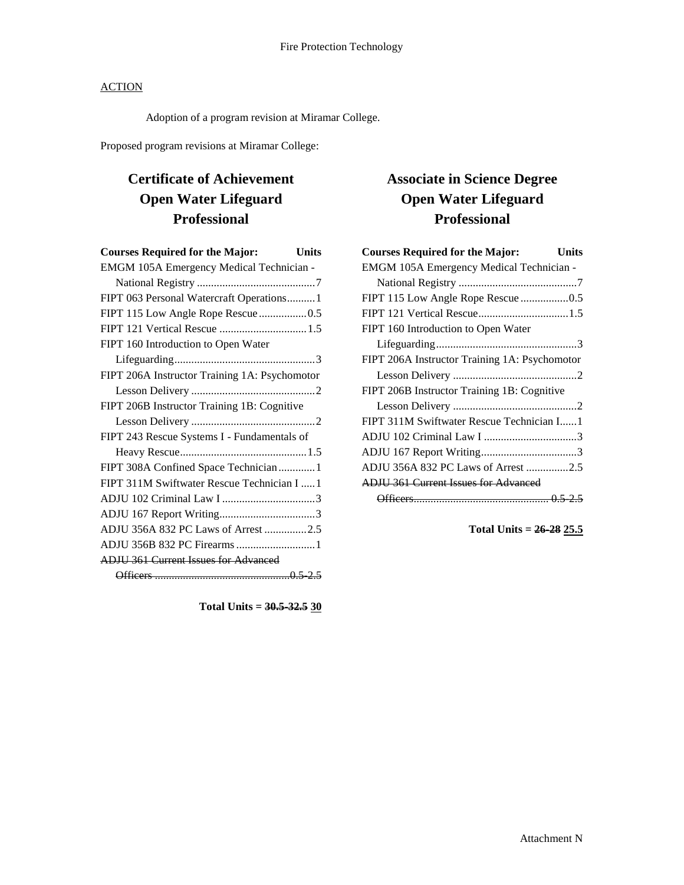Fire Protection Technology

ACTION

Adoption of a program revision at Miramar College.

Proposed program revisions at Miramar College:

# Certificate of Achievement Open Water Lifeguard Professional

| Courses Required for the Major: | Units |
|---|---|
| EMGM 105A Emergency Medical Technician - National Registry | 7 |
| FIPT 063 Personal Watercraft Operations | 1 |
| FIPT 115 Low Angle Rope Rescue | 0.5 |
| FIPT 121 Vertical Rescue | 1.5 |
| FIPT 160 Introduction to Open Water Lifeguarding | 3 |
| FIPT 206A Instructor Training 1A: Psychomotor Lesson Delivery | 2 |
| FIPT 206B Instructor Training 1B: Cognitive Lesson Delivery | 2 |
| FIPT 243 Rescue Systems I - Fundamentals of Heavy Rescue | 1.5 |
| FIPT 308A Confined Space Technician | 1 |
| FIPT 311M Swiftwater Rescue Technician I | 1 |
| ADJU 102 Criminal Law I | 3 |
| ADJU 167 Report Writing | 3 |
| ADJU 356A 832 PC Laws of Arrest | 2.5 |
| ADJU 356B 832 PC Firearms | 1 |
| ~~ADJU 361 Current Issues for Advanced Officers~~ | ~~0.5-2.5~~ |

**Total Units = ~~30.5-32.5~~ 30**

# Associate in Science Degree Open Water Lifeguard Professional

| Courses Required for the Major: | Units |
|---|---|
| EMGM 105A Emergency Medical Technician - National Registry | 7 |
| FIPT 115 Low Angle Rope Rescue | 0.5 |
| FIPT 121 Vertical Rescue | 1.5 |
| FIPT 160 Introduction to Open Water Lifeguarding | 3 |
| FIPT 206A Instructor Training 1A: Psychomotor Lesson Delivery | 2 |
| FIPT 206B Instructor Training 1B: Cognitive Lesson Delivery | 2 |
| FIPT 311M Swiftwater Rescue Technician I | 1 |
| ADJU 102 Criminal Law I | 3 |
| ADJU 167 Report Writing | 3 |
| ADJU 356A 832 PC Laws of Arrest | 2.5 |
| ~~ADJU 361 Current Issues for Advanced Officers~~ | ~~0.5-2.5~~ |

**Total Units = ~~26-28~~ 25.5**

Attachment N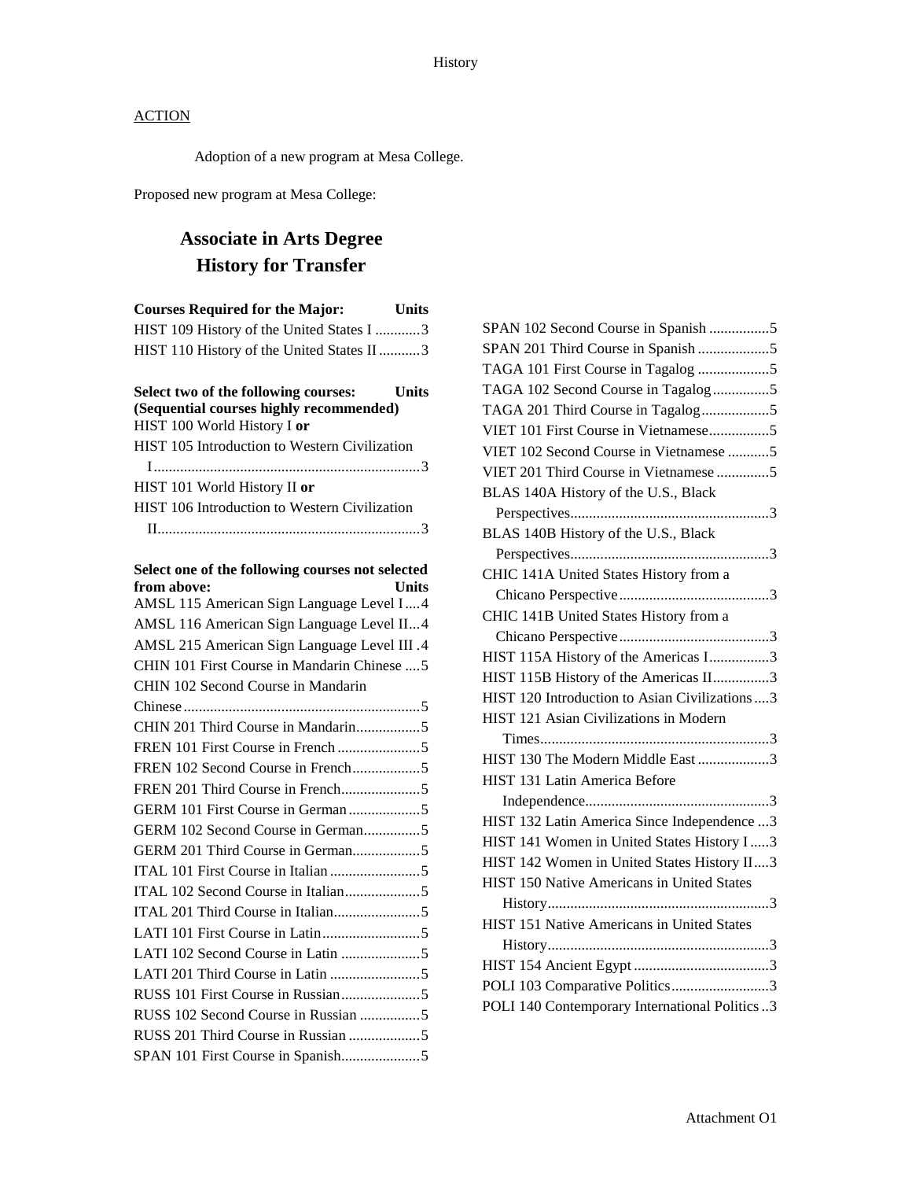ACTION

Adoption of a new program at Mesa College.

Proposed new program at Mesa College:

# Associate in Arts Degree
# History for Transfer

| Courses Required for the Major: | Units |
|---|---|
| HIST 109 History of the United States I | 3 |
| HIST 110 History of the United States II | 3 |

| Select two of the following courses: (Sequential courses highly recommended) | Units |
|---|---|
| HIST 100 World History I **or** | |
| HIST 105 Introduction to Western Civilization I | 3 |
| HIST 101 World History II **or** | |
| HIST 106 Introduction to Western Civilization II | 3 |

| Select one of the following courses not selected from above: | Units |
|---|---|
| AMSL 115 American Sign Language Level I | 4 |
| AMSL 116 American Sign Language Level II | 4 |
| AMSL 215 American Sign Language Level III | 4 |
| CHIN 101 First Course in Mandarin Chinese | 5 |
| CHIN 102 Second Course in Mandarin Chinese | 5 |
| CHIN 201 Third Course in Mandarin | 5 |
| FREN 101 First Course in French | 5 |
| FREN 102 Second Course in French | 5 |
| FREN 201 Third Course in French | 5 |
| GERM 101 First Course in German | 5 |
| GERM 102 Second Course in German | 5 |
| GERM 201 Third Course in German | 5 |
| ITAL 101 First Course in Italian | 5 |
| ITAL 102 Second Course in Italian | 5 |
| ITAL 201 Third Course in Italian | 5 |
| LATI 101 First Course in Latin | 5 |
| LATI 102 Second Course in Latin | 5 |
| LATI 201 Third Course in Latin | 5 |
| RUSS 101 First Course in Russian | 5 |
| RUSS 102 Second Course in Russian | 5 |
| RUSS 201 Third Course in Russian | 5 |
| SPAN 101 First Course in Spanish | 5 |
| SPAN 102 Second Course in Spanish | 5 |
| SPAN 201 Third Course in Spanish | 5 |
| TAGA 101 First Course in Tagalog | 5 |
| TAGA 102 Second Course in Tagalog | 5 |
| TAGA 201 Third Course in Tagalog | 5 |
| VIET 101 First Course in Vietnamese | 5 |
| VIET 102 Second Course in Vietnamese | 5 |
| VIET 201 Third Course in Vietnamese | 5 |
| BLAS 140A History of the U.S., Black Perspectives | 3 |
| BLAS 140B History of the U.S., Black Perspectives | 3 |
| CHIC 141A United States History from a Chicano Perspective | 3 |
| CHIC 141B United States History from a Chicano Perspective | 3 |
| HIST 115A History of the Americas I | 3 |
| HIST 115B History of the Americas II | 3 |
| HIST 120 Introduction to Asian Civilizations | 3 |
| HIST 121 Asian Civilizations in Modern Times | 3 |
| HIST 130 The Modern Middle East | 3 |
| HIST 131 Latin America Before Independence | 3 |
| HIST 132 Latin America Since Independence | 3 |
| HIST 141 Women in United States History I | 3 |
| HIST 142 Women in United States History II | 3 |
| HIST 150 Native Americans in United States History | 3 |
| HIST 151 Native Americans in United States History | 3 |
| HIST 154 Ancient Egypt | 3 |
| POLI 103 Comparative Politics | 3 |
| POLI 140 Contemporary International Politics | 3 |

Attachment O1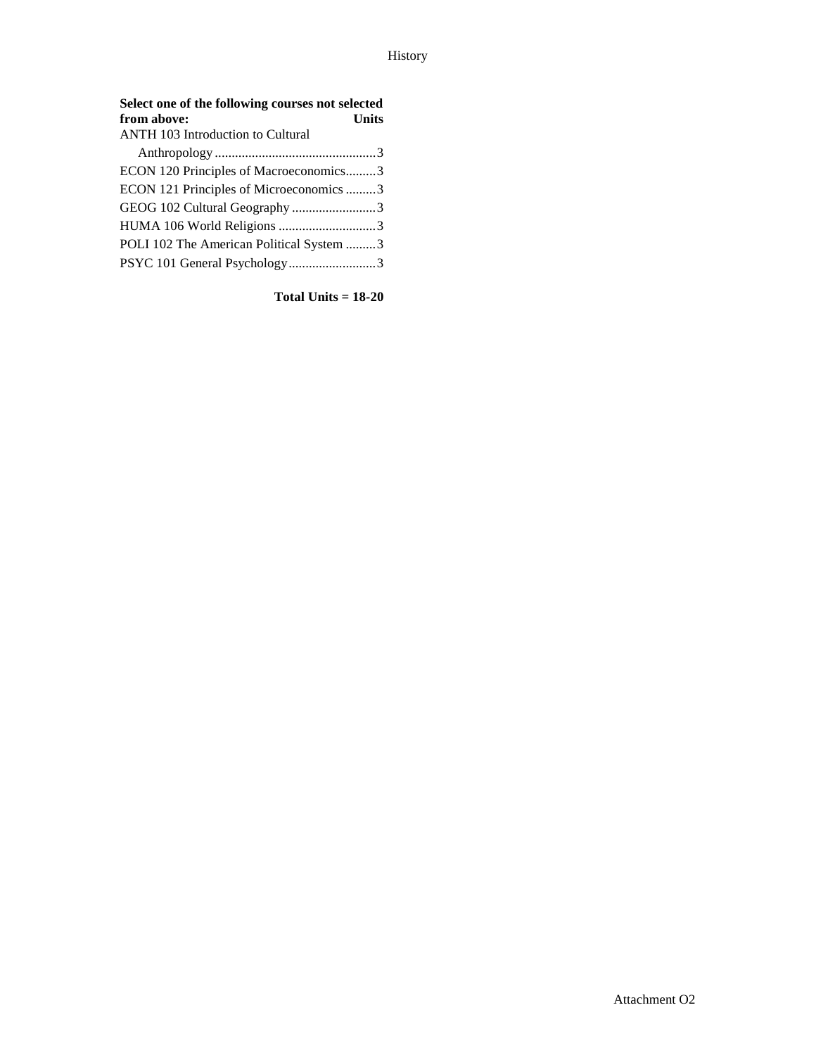| Select one of the following courses not selected from above: | Units |
|---|---|
| ANTH 103 Introduction to Cultural Anthropology | 3 |
| ECON 120 Principles of Macroeconomics | 3 |
| ECON 121 Principles of Microeconomics | 3 |
| GEOG 102 Cultural Geography | 3 |
| HUMA 106 World Religions | 3 |
| POLI 102 The American Political System | 3 |
| PSYC 101 General Psychology | 3 |

**Total Units = 18-20**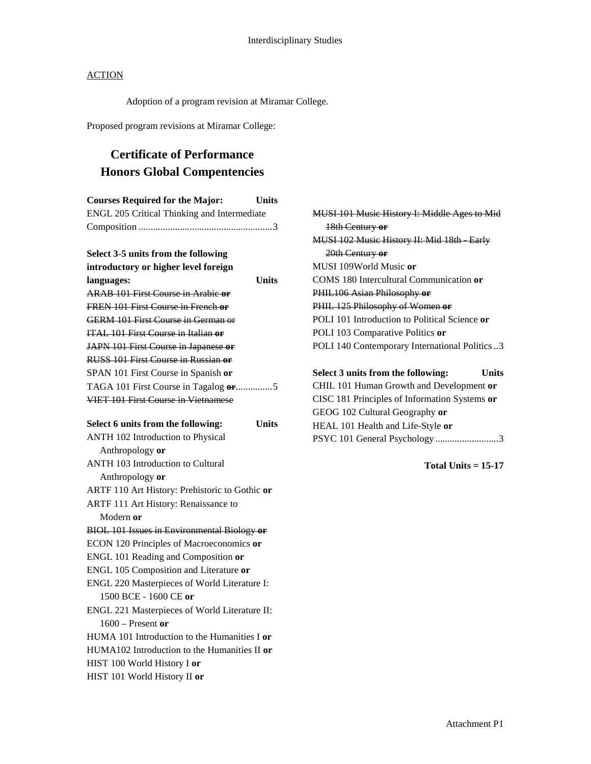## ACTION

Adoption of a program revision at Miramar College.

Proposed program revisions at Miramar College:

# Certificate of Performance
# Honors Global Compentencies

**Courses Required for the Major: Units**

ENGL 205 Critical Thinking and Intermediate Composition ....................................................3

**Select 3-5 units from the following introductory or higher level foreign languages: Units**

~~ARAB 101 First Course in Arabic **or**~~
~~FREN 101 First Course in French **or**~~
~~GERM 101 First Course in German or~~
~~ITAL 101 First Course in Italian **or**~~
~~JAPN 101 First Course in Japanese **or**~~
~~RUSS 101 First Course in Russian **or**~~
SPAN 101 First Course in Spanish **or**
TAGA 101 First Course in Tagalog ~~**or**~~..............5
~~VIET 101 First Course in Vietnamese~~

**Select 6 units from the following: Units**

ANTH 102 Introduction to Physical Anthropology **or**
ANTH 103 Introduction to Cultural Anthropology **or**
ARTF 110 Art History: Prehistoric to Gothic **or**
ARTF 111 Art History: Renaissance to Modern **or**
~~BIOL 101 Issues in Environmental Biology **or**~~
ECON 120 Principles of Macroeconomics **or**
ENGL 101 Reading and Composition **or**
ENGL 105 Composition and Literature **or**
ENGL 220 Masterpieces of World Literature I: 1500 BCE - 1600 CE **or**
ENGL 221 Masterpieces of World Literature II: 1600 – Present **or**
HUMA 101 Introduction to the Humanities I **or**
HUMA102 Introduction to the Humanities II **or**
HIST 100 World History I **or**
HIST 101 World History II **or**
~~MUSI 101 Music History I: Middle Ages to Mid 18th Century **or**~~
~~MUSI 102 Music History II: Mid 18th - Early 20th Century **or**~~
MUSI 109World Music **or**
COMS 180 Intercultural Communication **or**
~~PHIL106 Asian Philosophy **or**~~
~~PHIL 125 Philosophy of Women **or**~~
POLI 101 Introduction to Political Science **or**
POLI 103 Comparative Politics **or**
POLI 140 Contemporary International Politics ..3

**Select 3 units from the following: Units**

CHIL 101 Human Growth and Development **or**
CISC 181 Principles of Information Systems **or**
GEOG 102 Cultural Geography **or**
HEAL 101 Health and Life-Style **or**
PSYC 101 General Psychology..........................3

**Total Units = 15-17**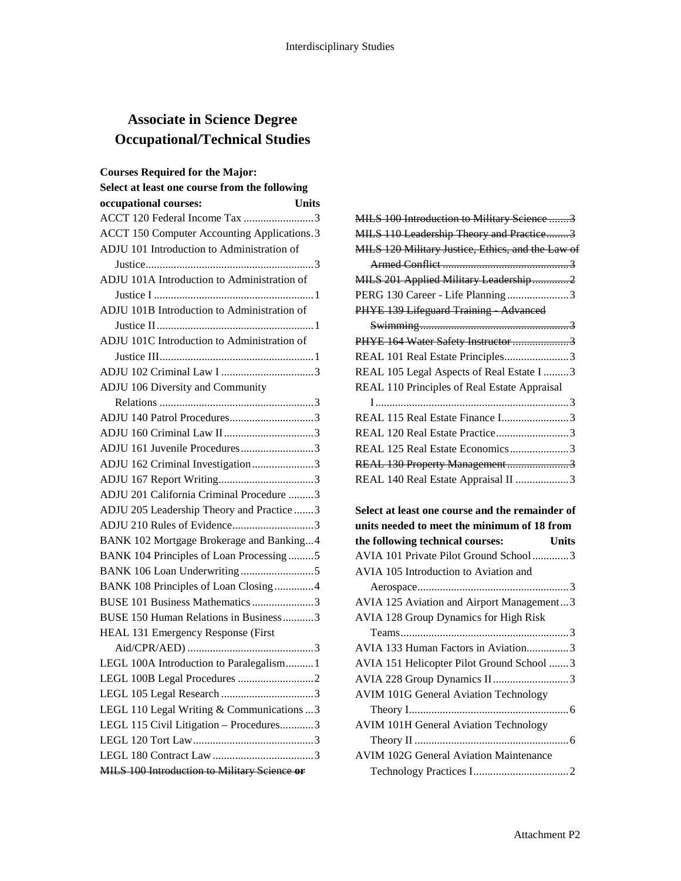# Associate in Science Degree Occupational/Technical Studies

**Courses Required for the Major:**
**Select at least one course from the following occupational courses:** **Units**

ACCT 120 Federal Income Tax ......................... 3
ACCT 150 Computer Accounting Applications . 3
ADJU 101 Introduction to Administration of Justice ........................................................... 3
ADJU 101A Introduction to Administration of Justice I ......................................................... 1
ADJU 101B Introduction to Administration of Justice II ........................................................ 1
ADJU 101C Introduction to Administration of Justice III ....................................................... 1
ADJU 102 Criminal Law I ................................. 3
ADJU 106 Diversity and Community Relations ....................................................... 3
ADJU 140 Patrol Procedures .............................. 3
ADJU 160 Criminal Law II ................................ 3
ADJU 161 Juvenile Procedures .......................... 3
ADJU 162 Criminal Investigation ...................... 3
ADJU 167 Report Writing .................................. 3
ADJU 201 California Criminal Procedure ......... 3
ADJU 205 Leadership Theory and Practice ....... 3
ADJU 210 Rules of Evidence ............................. 3
BANK 102 Mortgage Brokerage and Banking ... 4
BANK 104 Principles of Loan Processing ......... 5
BANK 106 Loan Underwriting .......................... 5
BANK 108 Principles of Loan Closing .............. 4
BUSE 101 Business Mathematics ...................... 3
BUSE 150 Human Relations in Business ........... 3
HEAL 131 Emergency Response (First Aid/CPR/AED) ............................................. 3
LEGL 100A Introduction to Paralegalism .......... 1
LEGL 100B Legal Procedures ........................... 2
LEGL 105 Legal Research ................................. 3
LEGL 110 Legal Writing & Communications ... 3
LEGL 115 Civil Litigation – Procedures ............ 3
LEGL 120 Tort Law ........................................... 3
LEGL 180 Contract Law .................................... 3
~~MILS 100 Introduction to Military Science **or**~~
~~MILS 100 Introduction to Military Science ....... 3~~
~~MILS 110 Leadership Theory and Practice ........ 3~~
~~MILS 120 Military Justice, Ethics, and the Law of Armed Conflict ............................................. 3~~
~~MILS 201 Applied Military Leadership ............. 2~~
PERG 130 Career - Life Planning ...................... 3
~~PHYE 139 Lifeguard Training - Advanced Swimming ..................................................... 3~~
~~PHYE 164 Water Safety Instructor .................... 3~~
REAL 101 Real Estate Principles ....................... 3
REAL 105 Legal Aspects of Real Estate I ......... 3
REAL 110 Principles of Real Estate Appraisal I ..................................................................... 3
REAL 115 Real Estate Finance I ........................ 3
REAL 120 Real Estate Practice .......................... 3
REAL 125 Real Estate Economics ..................... 3
~~REAL 130 Property Management ...................... 3~~
REAL 140 Real Estate Appraisal II ................... 3

**Select at least one course and the remainder of units needed to meet the minimum of 18 from the following technical courses:** **Units**

AVIA 101 Private Pilot Ground School ............. 3
AVIA 105 Introduction to Aviation and Aerospace ...................................................... 3
AVIA 125 Aviation and Airport Management ... 3
AVIA 128 Group Dynamics for High Risk Teams ............................................................ 3
AVIA 133 Human Factors in Aviation ............... 3
AVIA 151 Helicopter Pilot Ground School ....... 3
AVIA 228 Group Dynamics II ........................... 3
AVIM 101G General Aviation Technology Theory I ........................................................ 6
AVIM 101H General Aviation Technology Theory II ....................................................... 6
AVIM 102G General Aviation Maintenance Technology Practices I .................................. 2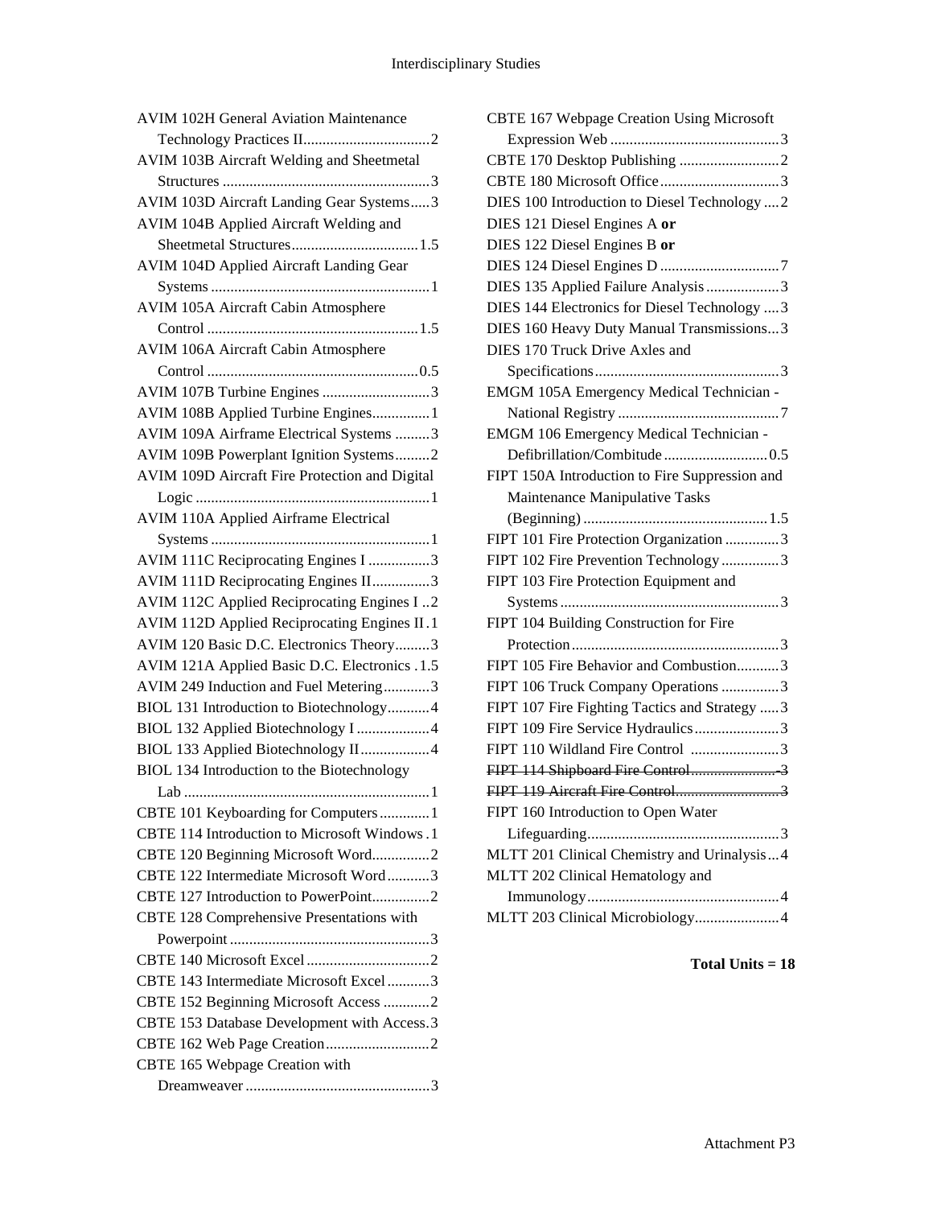AVIM 102H General Aviation Maintenance Technology Practices II....2
AVIM 103B Aircraft Welding and Sheetmetal Structures....3
AVIM 103D Aircraft Landing Gear Systems....3
AVIM 104B Applied Aircraft Welding and Sheetmetal Structures....1.5
AVIM 104D Applied Aircraft Landing Gear Systems....1
AVIM 105A Aircraft Cabin Atmosphere Control....1.5
AVIM 106A Aircraft Cabin Atmosphere Control....0.5
AVIM 107B Turbine Engines....3
AVIM 108B Applied Turbine Engines....1
AVIM 109A Airframe Electrical Systems....3
AVIM 109B Powerplant Ignition Systems....2
AVIM 109D Aircraft Fire Protection and Digital Logic....1
AVIM 110A Applied Airframe Electrical Systems....1
AVIM 111C Reciprocating Engines I....3
AVIM 111D Reciprocating Engines II....3
AVIM 112C Applied Reciprocating Engines I....2
AVIM 112D Applied Reciprocating Engines II....1
AVIM 120 Basic D.C. Electronics Theory....3
AVIM 121A Applied Basic D.C. Electronics....1.5
AVIM 249 Induction and Fuel Metering....3
BIOL 131 Introduction to Biotechnology....4
BIOL 132 Applied Biotechnology I....4
BIOL 133 Applied Biotechnology II....4
BIOL 134 Introduction to the Biotechnology Lab....1
CBTE 101 Keyboarding for Computers....1
CBTE 114 Introduction to Microsoft Windows....1
CBTE 120 Beginning Microsoft Word....2
CBTE 122 Intermediate Microsoft Word....3
CBTE 127 Introduction to PowerPoint....2
CBTE 128 Comprehensive Presentations with Powerpoint....3
CBTE 140 Microsoft Excel....2
CBTE 143 Intermediate Microsoft Excel....3
CBTE 152 Beginning Microsoft Access....2
CBTE 153 Database Development with Access....3
CBTE 162 Web Page Creation....2
CBTE 165 Webpage Creation with Dreamweaver....3
CBTE 167 Webpage Creation Using Microsoft Expression Web....3
CBTE 170 Desktop Publishing....2
CBTE 180 Microsoft Office....3
DIES 100 Introduction to Diesel Technology....2
DIES 121 Diesel Engines A **or**
DIES 122 Diesel Engines B **or**
DIES 124 Diesel Engines D....7
DIES 135 Applied Failure Analysis....3
DIES 144 Electronics for Diesel Technology....3
DIES 160 Heavy Duty Manual Transmissions....3
DIES 170 Truck Drive Axles and Specifications....3
EMGM 105A Emergency Medical Technician - National Registry....7
EMGM 106 Emergency Medical Technician - Defibrillation/Combitude....0.5
FIPT 150A Introduction to Fire Suppression and Maintenance Manipulative Tasks (Beginning)....1.5
FIPT 101 Fire Protection Organization....3
FIPT 102 Fire Prevention Technology....3
FIPT 103 Fire Protection Equipment and Systems....3
FIPT 104 Building Construction for Fire Protection....3
FIPT 105 Fire Behavior and Combustion....3
FIPT 106 Truck Company Operations....3
FIPT 107 Fire Fighting Tactics and Strategy....3
FIPT 109 Fire Service Hydraulics....3
FIPT 110 Wildland Fire Control....3
~~FIPT 114 Shipboard Fire Control....3~~
~~FIPT 119 Aircraft Fire Control....3~~
FIPT 160 Introduction to Open Water Lifeguarding....3
MLTT 201 Clinical Chemistry and Urinalysis....4
MLTT 202 Clinical Hematology and Immunology....4
MLTT 203 Clinical Microbiology....4

**Total Units = 18**

Attachment P3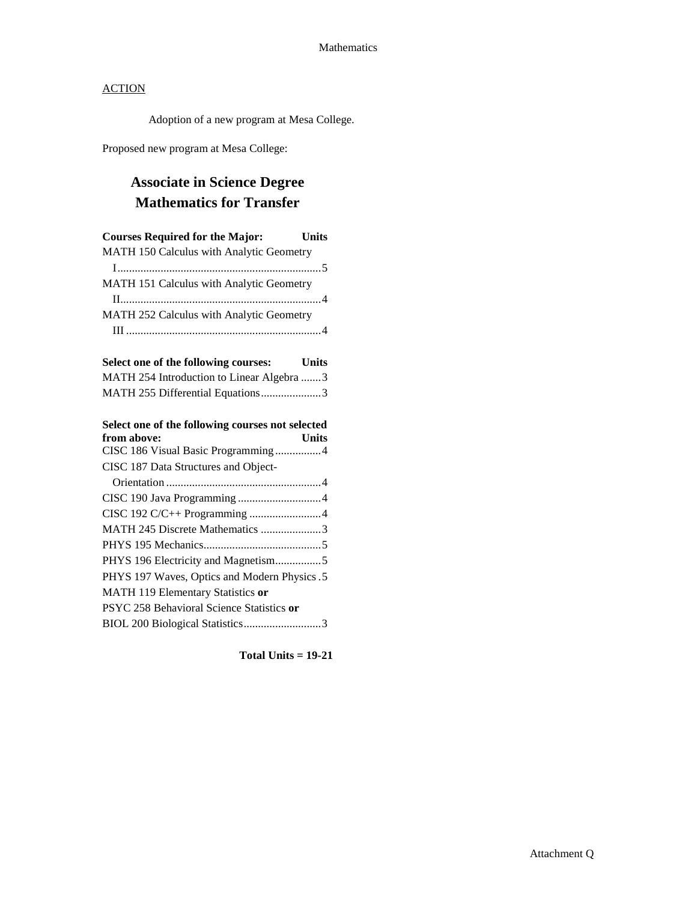ACTION

Adoption of a new program at Mesa College.

Proposed new program at Mesa College:

## Associate in Science Degree
## Mathematics for Transfer

| Courses Required for the Major: | Units |
|---|---|
| MATH 150 Calculus with Analytic Geometry I | 5 |
| MATH 151 Calculus with Analytic Geometry II | 4 |
| MATH 252 Calculus with Analytic Geometry III | 4 |

| Select one of the following courses: | Units |
|---|---|
| MATH 254 Introduction to Linear Algebra | 3 |
| MATH 255 Differential Equations | 3 |

| Select one of the following courses not selected from above: | Units |
|---|---|
| CISC 186 Visual Basic Programming | 4 |
| CISC 187 Data Structures and Object-Orientation | 4 |
| CISC 190 Java Programming | 4 |
| CISC 192 C/C++ Programming | 4 |
| MATH 245 Discrete Mathematics | 3 |
| PHYS 195 Mechanics | 5 |
| PHYS 196 Electricity and Magnetism | 5 |
| PHYS 197 Waves, Optics and Modern Physics | 5 |
| MATH 119 Elementary Statistics **or** PSYC 258 Behavioral Science Statistics **or** BIOL 200 Biological Statistics | 3 |

**Total Units = 19-21**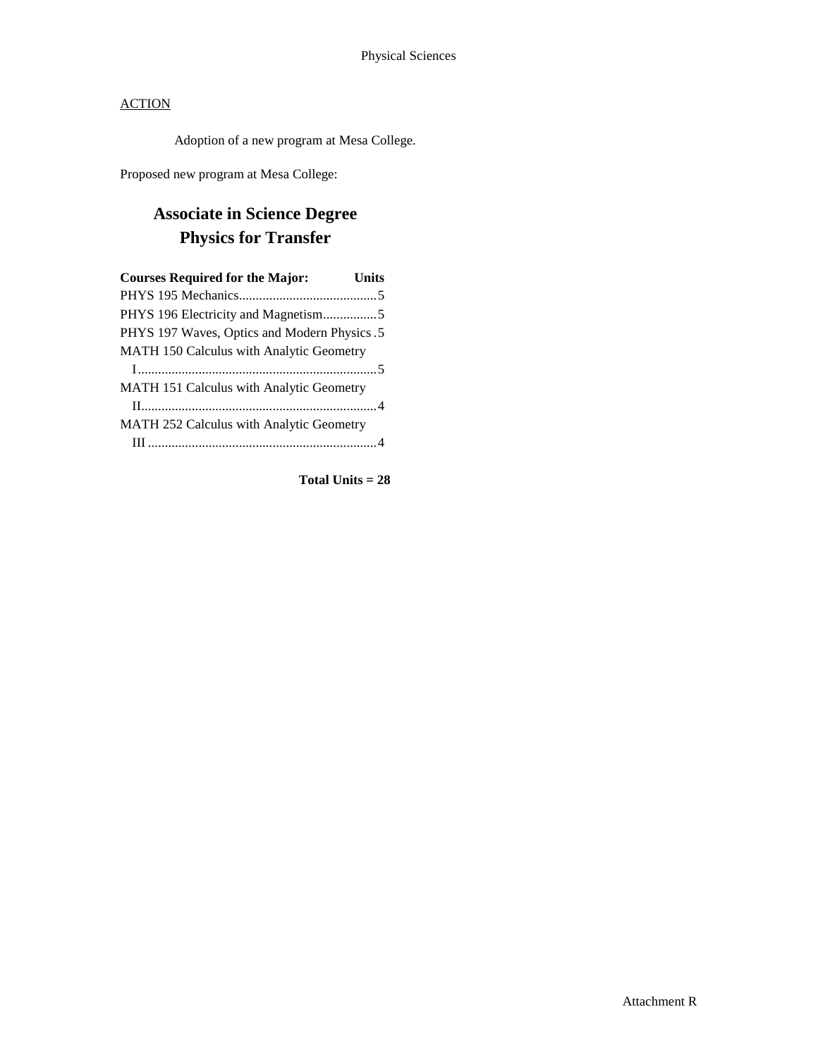Physical Sciences

ACTION

Adoption of a new program at Mesa College.

Proposed new program at Mesa College:

## Associate in Science Degree
## Physics for Transfer

| Courses Required for the Major: | Units |
|---|---|
| PHYS 195 Mechanics | 5 |
| PHYS 196 Electricity and Magnetism | 5 |
| PHYS 197 Waves, Optics and Modern Physics | 5 |
| MATH 150 Calculus with Analytic Geometry I | 5 |
| MATH 151 Calculus with Analytic Geometry II | 4 |
| MATH 252 Calculus with Analytic Geometry III | 4 |

**Total Units = 28**

Attachment R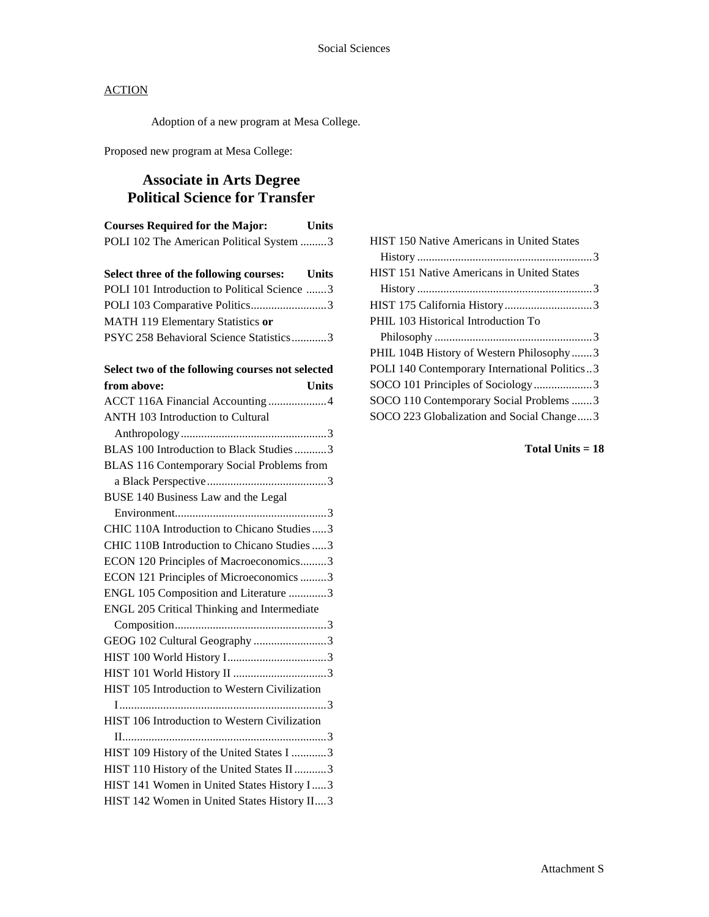## ACTION

Adoption of a new program at Mesa College.

Proposed new program at Mesa College:

# Associate in Arts Degree
# Political Science for Transfer

| Courses Required for the Major: | Units |
|---|---|
| POLI 102 The American Political System | 3 |

| Select three of the following courses: | Units |
|---|---|
| POLI 101 Introduction to Political Science | 3 |
| POLI 103 Comparative Politics | 3 |
| MATH 119 Elementary Statistics **or** PSYC 258 Behavioral Science Statistics | 3 |

| Select two of the following courses not selected from above: | Units |
|---|---|
| ACCT 116A Financial Accounting | 4 |
| ANTH 103 Introduction to Cultural Anthropology | 3 |
| BLAS 100 Introduction to Black Studies | 3 |
| BLAS 116 Contemporary Social Problems from a Black Perspective | 3 |
| BUSE 140 Business Law and the Legal Environment | 3 |
| CHIC 110A Introduction to Chicano Studies | 3 |
| CHIC 110B Introduction to Chicano Studies | 3 |
| ECON 120 Principles of Macroeconomics | 3 |
| ECON 121 Principles of Microeconomics | 3 |
| ENGL 105 Composition and Literature | 3 |
| ENGL 205 Critical Thinking and Intermediate Composition | 3 |
| GEOG 102 Cultural Geography | 3 |
| HIST 100 World History I | 3 |
| HIST 101 World History II | 3 |
| HIST 105 Introduction to Western Civilization I | 3 |
| HIST 106 Introduction to Western Civilization II | 3 |
| HIST 109 History of the United States I | 3 |
| HIST 110 History of the United States II | 3 |
| HIST 141 Women in United States History I | 3 |
| HIST 142 Women in United States History II | 3 |
| HIST 150 Native Americans in United States History | 3 |
| HIST 151 Native Americans in United States History | 3 |
| HIST 175 California History | 3 |
| PHIL 103 Historical Introduction To Philosophy | 3 |
| PHIL 104B History of Western Philosophy | 3 |
| POLI 140 Contemporary International Politics | 3 |
| SOCO 101 Principles of Sociology | 3 |
| SOCO 110 Contemporary Social Problems | 3 |
| SOCO 223 Globalization and Social Change | 3 |

**Total Units = 18**

Attachment S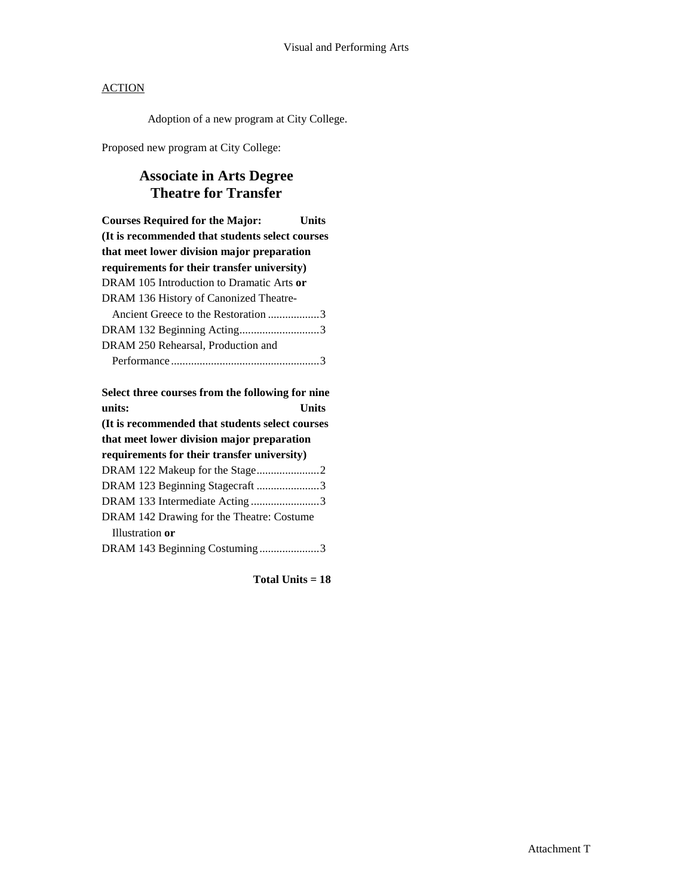ACTION

Adoption of a new program at City College.

Proposed new program at City College:

## Associate in Arts Degree
## Theatre for Transfer

| Courses Required for the Major: (It is recommended that students select courses that meet lower division major preparation requirements for their transfer university) | Units |
|---|---|
| DRAM 105 Introduction to Dramatic Arts **or** DRAM 136 History of Canonized Theatre-Ancient Greece to the Restoration | 3 |
| DRAM 132 Beginning Acting | 3 |
| DRAM 250 Rehearsal, Production and Performance | 3 |

| Select three courses from the following for nine units: (It is recommended that students select courses that meet lower division major preparation requirements for their transfer university) | Units |
|---|---|
| DRAM 122 Makeup for the Stage | 2 |
| DRAM 123 Beginning Stagecraft | 3 |
| DRAM 133 Intermediate Acting | 3 |
| DRAM 142 Drawing for the Theatre: Costume Illustration **or** DRAM 143 Beginning Costuming | 3 |

**Total Units = 18**

Attachment T